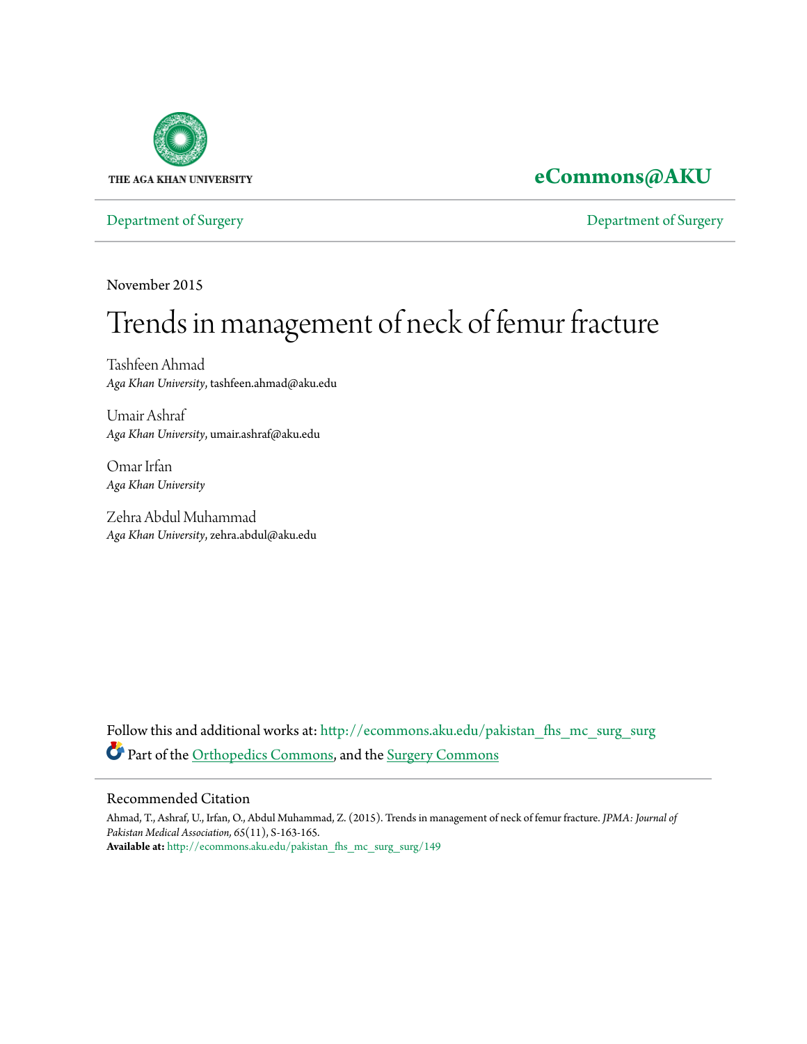THE AGA KHAN UNIVERSITY

**eCommons@AKU**

Department of Surgery | Department of Surgery

November 2015

# Trends in management of neck of femur fracture

Tashfeen Ahmad
*Aga Khan University*, tashfeen.ahmad@aku.edu

Umair Ashraf
*Aga Khan University*, umair.ashraf@aku.edu

Omar Irfan
*Aga Khan University*

Zehra Abdul Muhammad
*Aga Khan University*, zehra.abdul@aku.edu

Follow this and additional works at: http://ecommons.aku.edu/pakistan_fhs_mc_surg_surg

Part of the Orthopedics Commons, and the Surgery Commons

## Recommended Citation

Ahmad, T., Ashraf, U., Irfan, O., Abdul Muhammad, Z. (2015). Trends in management of neck of femur fracture. *JPMA: Journal of Pakistan Medical Association, 65*(11), S-163-165.

**Available at:** http://ecommons.aku.edu/pakistan_fhs_mc_surg_surg/149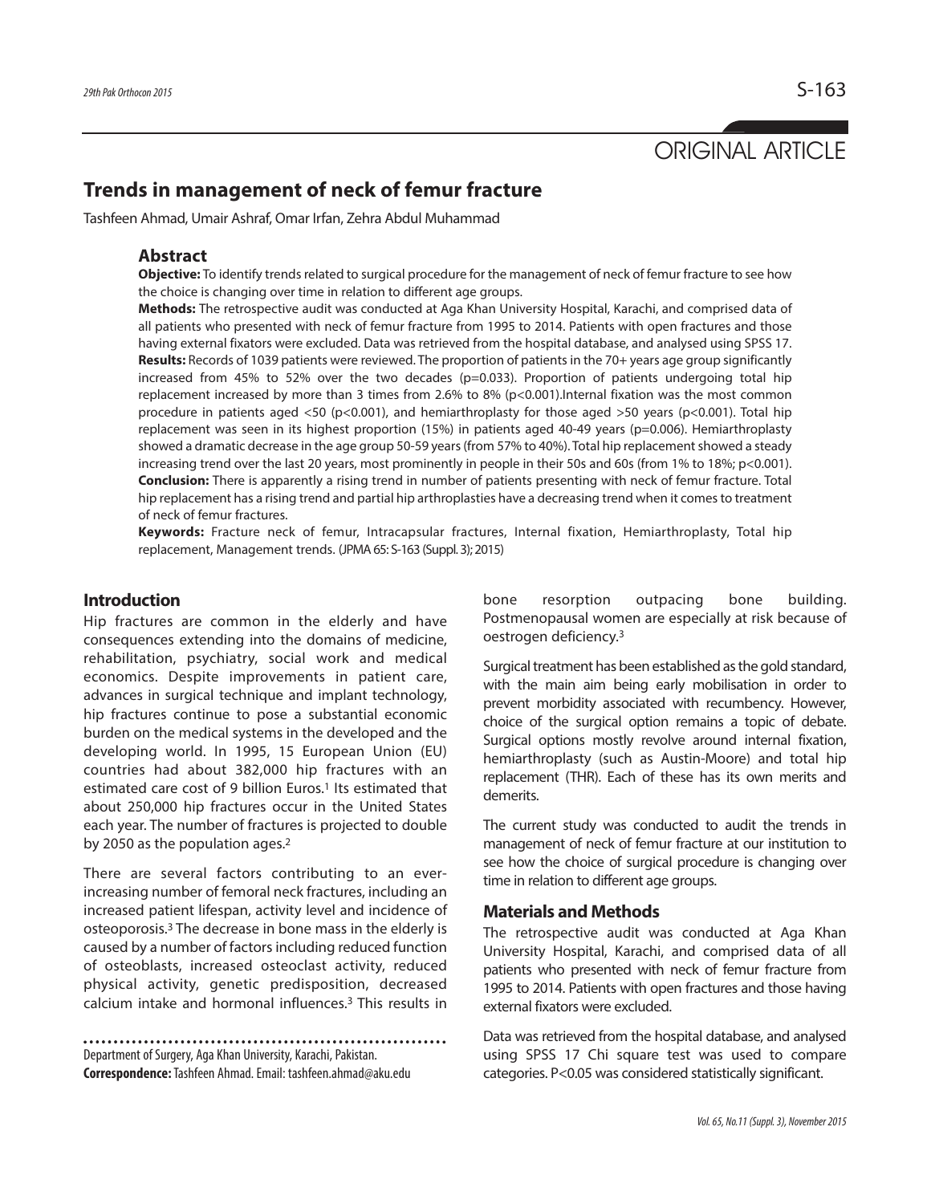ORIGINAL ARTICLE

# Trends in management of neck of femur fracture

Tashfeen Ahmad, Umair Ashraf, Omar Irfan, Zehra Abdul Muhammad

## Abstract

**Objective:** To identify trends related to surgical procedure for the management of neck of femur fracture to see how the choice is changing over time in relation to different age groups.

**Methods:** The retrospective audit was conducted at Aga Khan University Hospital, Karachi, and comprised data of all patients who presented with neck of femur fracture from 1995 to 2014. Patients with open fractures and those having external fixators were excluded. Data was retrieved from the hospital database, and analysed using SPSS 17.

**Results:** Records of 1039 patients were reviewed. The proportion of patients in the 70+ years age group significantly increased from 45% to 52% over the two decades (p=0.033). Proportion of patients undergoing total hip replacement increased by more than 3 times from 2.6% to 8% (p<0.001).Internal fixation was the most common procedure in patients aged <50 (p<0.001), and hemiarthroplasty for those aged >50 years (p<0.001). Total hip replacement was seen in its highest proportion (15%) in patients aged 40-49 years (p=0.006). Hemiarthroplasty showed a dramatic decrease in the age group 50-59 years (from 57% to 40%). Total hip replacement showed a steady increasing trend over the last 20 years, most prominently in people in their 50s and 60s (from 1% to 18%; p<0.001).

**Conclusion:** There is apparently a rising trend in number of patients presenting with neck of femur fracture. Total hip replacement has a rising trend and partial hip arthroplasties have a decreasing trend when it comes to treatment of neck of femur fractures.

**Keywords:** Fracture neck of femur, Intracapsular fractures, Internal fixation, Hemiarthroplasty, Total hip replacement, Management trends. (JPMA 65: S-163 (Suppl. 3); 2015)

## Introduction

Hip fractures are common in the elderly and have consequences extending into the domains of medicine, rehabilitation, psychiatry, social work and medical economics. Despite improvements in patient care, advances in surgical technique and implant technology, hip fractures continue to pose a substantial economic burden on the medical systems in the developed and the developing world. In 1995, 15 European Union (EU) countries had about 382,000 hip fractures with an estimated care cost of 9 billion Euros.[1] Its estimated that about 250,000 hip fractures occur in the United States each year. The number of fractures is projected to double by 2050 as the population ages.[2]

There are several factors contributing to an ever-increasing number of femoral neck fractures, including an increased patient lifespan, activity level and incidence of osteoporosis.[3] The decrease in bone mass in the elderly is caused by a number of factors including reduced function of osteoblasts, increased osteoclast activity, reduced physical activity, genetic predisposition, decreased calcium intake and hormonal influences.[3] This results in bone resorption outpacing bone building. Postmenopausal women are especially at risk because of oestrogen deficiency.[3]

Surgical treatment has been established as the gold standard, with the main aim being early mobilisation in order to prevent morbidity associated with recumbency. However, choice of the surgical option remains a topic of debate. Surgical options mostly revolve around internal fixation, hemiarthroplasty (such as Austin-Moore) and total hip replacement (THR). Each of these has its own merits and demerits.

The current study was conducted to audit the trends in management of neck of femur fracture at our institution to see how the choice of surgical procedure is changing over time in relation to different age groups.

## Materials and Methods

The retrospective audit was conducted at Aga Khan University Hospital, Karachi, and comprised data of all patients who presented with neck of femur fracture from 1995 to 2014. Patients with open fractures and those having external fixators were excluded.

Data was retrieved from the hospital database, and analysed using SPSS 17 Chi square test was used to compare categories. P<0.05 was considered statistically significant.

Department of Surgery, Aga Khan University, Karachi, Pakistan.

**Correspondence:** Tashfeen Ahmad. Email: tashfeen.ahmad@aku.edu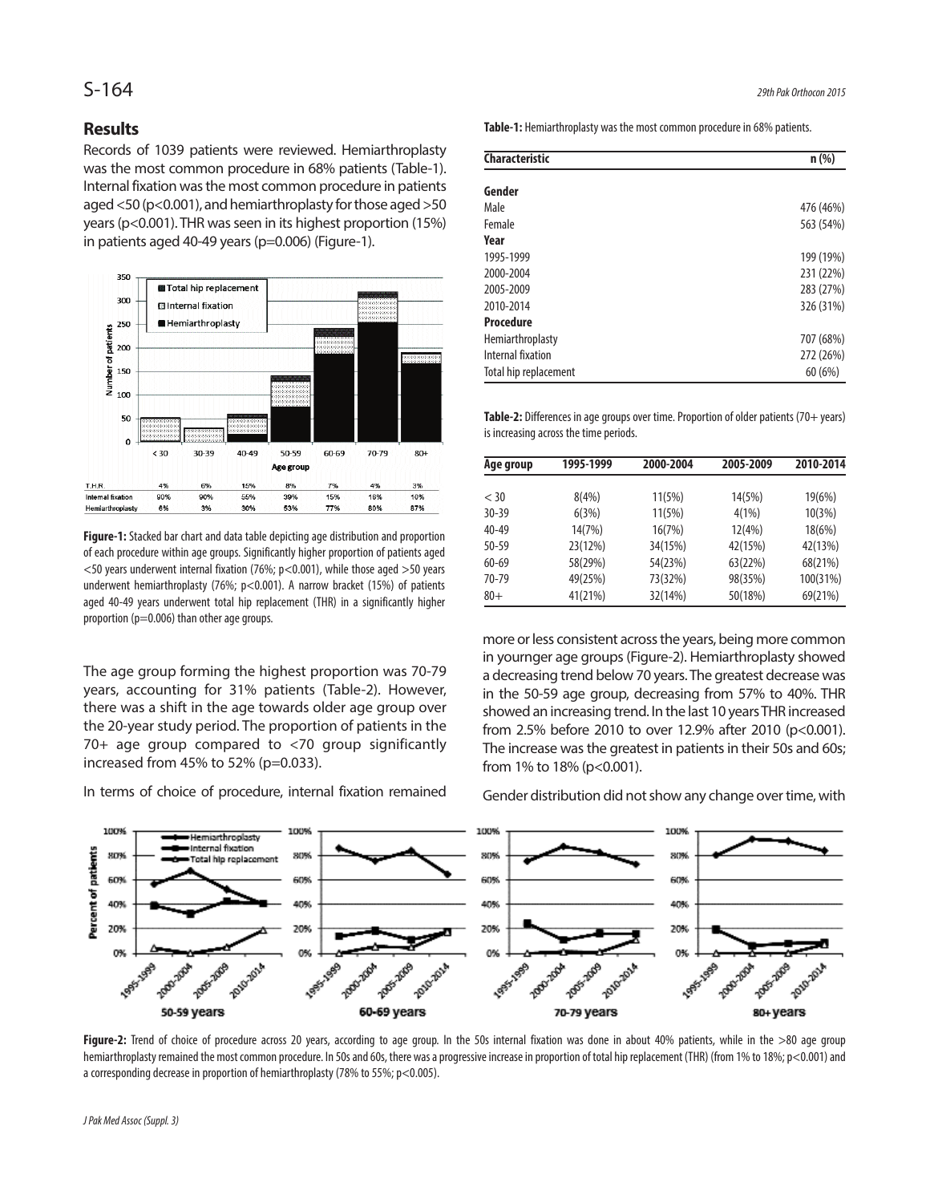## Results

Records of 1039 patients were reviewed. Hemiarthroplasty was the most common procedure in 68% patients (Table-1). Internal fixation was the most common procedure in patients aged <50 ($p<0.001$), and hemiarthroplasty for those aged >50 years ($p<0.001$). THR was seen in its highest proportion (15%) in patients aged 40-49 years ($p=0.006$) (Figure-1).

| | < 30 | 30-39 | 40-49 | 50-59 | 60-69 | 70-79 | 80+ |
|---|---|---|---|---|---|---|---|
| T.H.R. | 4% | 6% | 15% | 8% | 7% | 4% | 3% |
| Internal fixation | 90% | 90% | 55% | 39% | 15% | 16% | 10% |
| Hemiarthroplasty | 6% | 3% | 30% | 53% | 77% | 80% | 87% |

**Figure-1:** Stacked bar chart and data table depicting age distribution and proportion of each procedure within age groups. Significantly higher proportion of patients aged <50 years underwent internal fixation (76%; $p<0.001$), while those aged >50 years underwent hemiarthroplasty (76%; $p<0.001$). A narrow bracket (15%) of patients aged 40-49 years underwent total hip replacement (THR) in a significantly higher proportion ($p=0.006$) than other age groups.

The age group forming the highest proportion was 70-79 years, accounting for 31% patients (Table-2). However, there was a shift in the age towards older age group over the 20-year study period. The proportion of patients in the 70+ age group compared to <70 group significantly increased from 45% to 52% ($p=0.033$).

In terms of choice of procedure, internal fixation remained more or less consistent across the years, being more common in yournger age groups (Figure-2). Hemiarthroplasty showed a decreasing trend below 70 years. The greatest decrease was in the 50-59 age group, decreasing from 57% to 40%. THR showed an increasing trend. In the last 10 years THR increased from 2.5% before 2010 to over 12.9% after 2010 ($p<0.001$). The increase was the greatest in patients in their 50s and 60s; from 1% to 18% ($p<0.001$).

Gender distribution did not show any change over time, with

**Table-1:** Hemiarthroplasty was the most common procedure in 68% patients.

| Characteristic | n (%) |
|---|---|
| **Gender** | |
| Male | 476 (46%) |
| Female | 563 (54%) |
| **Year** | |
| 1995-1999 | 199 (19%) |
| 2000-2004 | 231 (22%) |
| 2005-2009 | 283 (27%) |
| 2010-2014 | 326 (31%) |
| **Procedure** | |
| Hemiarthroplasty | 707 (68%) |
| Internal fixation | 272 (26%) |
| Total hip replacement | 60 (6%) |

**Table-2:** Differences in age groups over time. Proportion of older patients (70+ years) is increasing across the time periods.

| Age group | 1995-1999 | 2000-2004 | 2005-2009 | 2010-2014 |
|---|---|---|---|---|
| < 30 | 8(4%) | 11(5%) | 14(5%) | 19(6%) |
| 30-39 | 6(3%) | 11(5%) | 4(1%) | 10(3%) |
| 40-49 | 14(7%) | 16(7%) | 12(4%) | 18(6%) |
| 50-59 | 23(12%) | 34(15%) | 42(15%) | 42(13%) |
| 60-69 | 58(29%) | 54(23%) | 63(22%) | 68(21%) |
| 70-79 | 49(25%) | 73(32%) | 98(35%) | 100(31%) |
| 80+ | 41(21%) | 32(14%) | 50(18%) | 69(21%) |

**Figure-2:** Trend of choice of procedure across 20 years, according to age group. In the 50s internal fixation was done in about 40% patients, while in the >80 age group hemiarthroplasty remained the most common procedure. In 50s and 60s, there was a progressive increase in proportion of total hip replacement (THR) (from 1% to 18%; $p<0.001$) and a corresponding decrease in proportion of hemiarthroplasty (78% to 55%; $p<0.005$).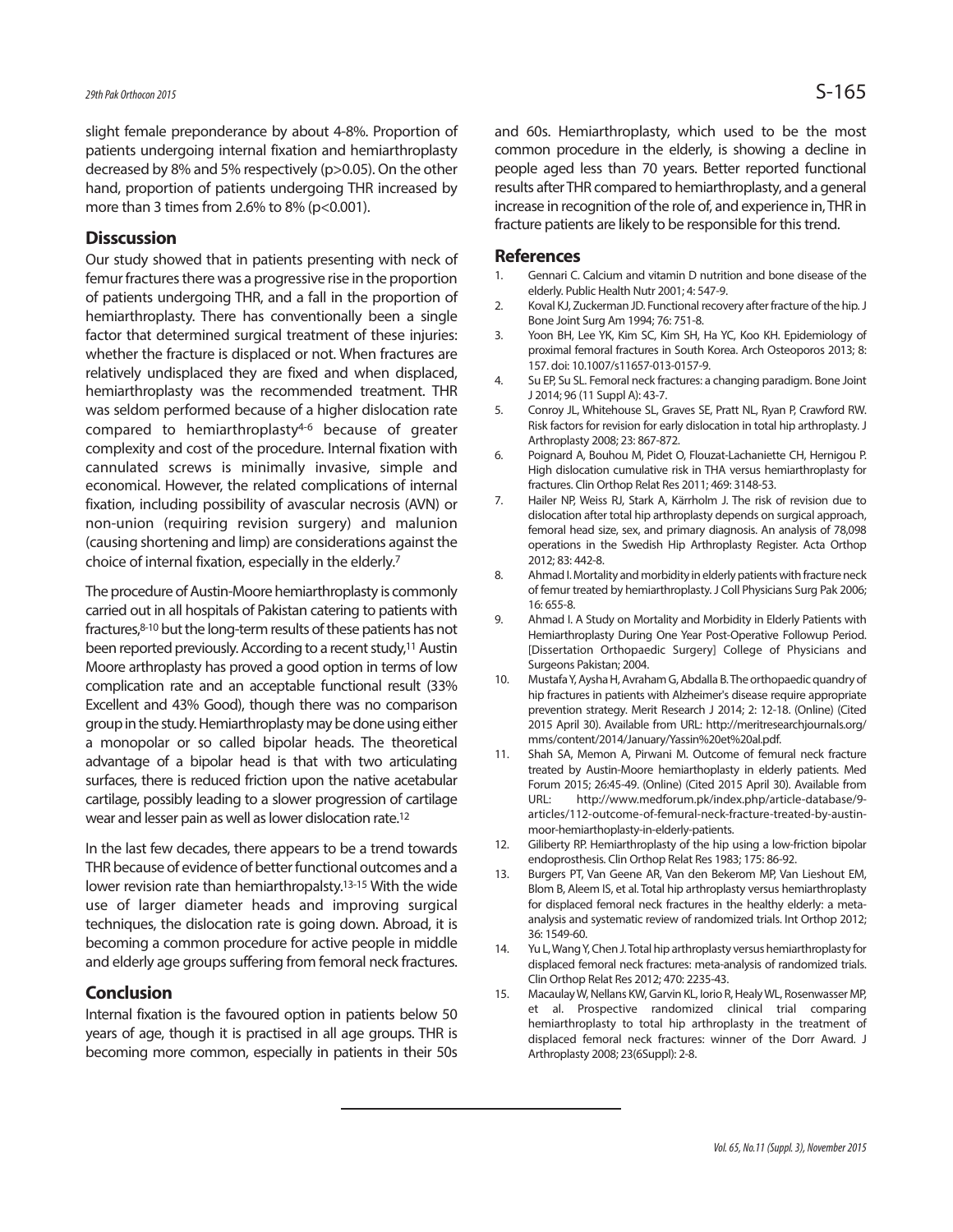slight female preponderance by about 4-8%. Proportion of patients undergoing internal fixation and hemiarthroplasty decreased by 8% and 5% respectively ($p>0.05$). On the other hand, proportion of patients undergoing THR increased by more than 3 times from 2.6% to 8% ($p<0.001$).

## Disscussion

Our study showed that in patients presenting with neck of femur fractures there was a progressive rise in the proportion of patients undergoing THR, and a fall in the proportion of hemiarthroplasty. There has conventionally been a single factor that determined surgical treatment of these injuries: whether the fracture is displaced or not. When fractures are relatively undisplaced they are fixed and when displaced, hemiarthroplasty was the recommended treatment. THR was seldom performed because of a higher dislocation rate compared to hemiarthroplasty[4-6] because of greater complexity and cost of the procedure. Internal fixation with cannulated screws is minimally invasive, simple and economical. However, the related complications of internal fixation, including possibility of avascular necrosis (AVN) or non-union (requiring revision surgery) and malunion (causing shortening and limp) are considerations against the choice of internal fixation, especially in the elderly.[7]

The procedure of Austin-Moore hemiarthroplasty is commonly carried out in all hospitals of Pakistan catering to patients with fractures,[8-10] but the long-term results of these patients has not been reported previously. According to a recent study,[11] Austin Moore arthroplasty has proved a good option in terms of low complication rate and an acceptable functional result (33% Excellent and 43% Good), though there was no comparison group in the study. Hemiarthroplasty may be done using either a monopolar or so called bipolar heads. The theoretical advantage of a bipolar head is that with two articulating surfaces, there is reduced friction upon the native acetabular cartilage, possibly leading to a slower progression of cartilage wear and lesser pain as well as lower dislocation rate.[12]

In the last few decades, there appears to be a trend towards THR because of evidence of better functional outcomes and a lower revision rate than hemiarthropalsty.[13-15] With the wide use of larger diameter heads and improving surgical techniques, the dislocation rate is going down. Abroad, it is becoming a common procedure for active people in middle and elderly age groups suffering from femoral neck fractures.

## Conclusion

Internal fixation is the favoured option in patients below 50 years of age, though it is practised in all age groups. THR is becoming more common, especially in patients in their 50s and 60s. Hemiarthroplasty, which used to be the most common procedure in the elderly, is showing a decline in people aged less than 70 years. Better reported functional results after THR compared to hemiarthroplasty, and a general increase in recognition of the role of, and experience in, THR in fracture patients are likely to be responsible for this trend.

## References

1. Gennari C. Calcium and vitamin D nutrition and bone disease of the elderly. Public Health Nutr 2001; 4: 547-9.
2. Koval KJ, Zuckerman JD. Functional recovery after fracture of the hip. J Bone Joint Surg Am 1994; 76: 751-8.
3. Yoon BH, Lee YK, Kim SC, Kim SH, Ha YC, Koo KH. Epidemiology of proximal femoral fractures in South Korea. Arch Osteoporos 2013; 8: 157. doi: 10.1007/s11657-013-0157-9.
4. Su EP, Su SL. Femoral neck fractures: a changing paradigm. Bone Joint J 2014; 96 (11 Suppl A): 43-7.
5. Conroy JL, Whitehouse SL, Graves SE, Pratt NL, Ryan P, Crawford RW. Risk factors for revision for early dislocation in total hip arthroplasty. J Arthroplasty 2008; 23: 867-872.
6. Poignard A, Bouhou M, Pidet O, Flouzat-Lachaniette CH, Hernigou P. High dislocation cumulative risk in THA versus hemiarthroplasty for fractures. Clin Orthop Relat Res 2011; 469: 3148-53.
7. Hailer NP, Weiss RJ, Stark A, Kärrholm J. The risk of revision due to dislocation after total hip arthroplasty depends on surgical approach, femoral head size, sex, and primary diagnosis. An analysis of 78,098 operations in the Swedish Hip Arthroplasty Register. Acta Orthop 2012; 83: 442-8.
8. Ahmad I. Mortality and morbidity in elderly patients with fracture neck of femur treated by hemiarthroplasty. J Coll Physicians Surg Pak 2006; 16: 655-8.
9. Ahmad I. A Study on Mortality and Morbidity in Elderly Patients with Hemiarthroplasty During One Year Post-Operative Followup Period. [Dissertation Orthopaedic Surgery] College of Physicians and Surgeons Pakistan; 2004.
10. Mustafa Y, Aysha H, Avraham G, Abdalla B. The orthopaedic quandry of hip fractures in patients with Alzheimer's disease require appropriate prevention strategy. Merit Research J 2014; 2: 12-18. (Online) (Cited 2015 April 30). Available from URL: http://meritresearchjournals.org/mms/content/2014/January/Yassin%20et%20al.pdf.
11. Shah SA, Memon A, Pirwani M. Outcome of femural neck fracture treated by Austin-Moore hemiarthoplasty in elderly patients. Med Forum 2015; 26:45-49. (Online) (Cited 2015 April 30). Available from URL: http://www.medforum.pk/index.php/article-database/9-articles/112-outcome-of-femural-neck-fracture-treated-by-austin-moor-hemiarthoplasty-in-elderly-patients.
12. Giliberty RP. Hemiarthroplasty of the hip using a low-friction bipolar endoprosthesis. Clin Orthop Relat Res 1983; 175: 86-92.
13. Burgers PT, Van Geene AR, Van den Bekerom MP, Van Lieshout EM, Blom B, Aleem IS, et al. Total hip arthroplasty versus hemiarthroplasty for displaced femoral neck fractures in the healthy elderly: a meta-analysis and systematic review of randomized trials. Int Orthop 2012; 36: 1549-60.
14. Yu L, Wang Y, Chen J. Total hip arthroplasty versus hemiarthroplasty for displaced femoral neck fractures: meta-analysis of randomized trials. Clin Orthop Relat Res 2012; 470: 2235-43.
15. Macaulay W, Nellans KW, Garvin KL, Iorio R, Healy WL, Rosenwasser MP, et al. Prospective randomized clinical trial comparing hemiarthroplasty to total hip arthroplasty in the treatment of displaced femoral neck fractures: winner of the Dorr Award. J Arthroplasty 2008; 23(6Suppl): 2-8.